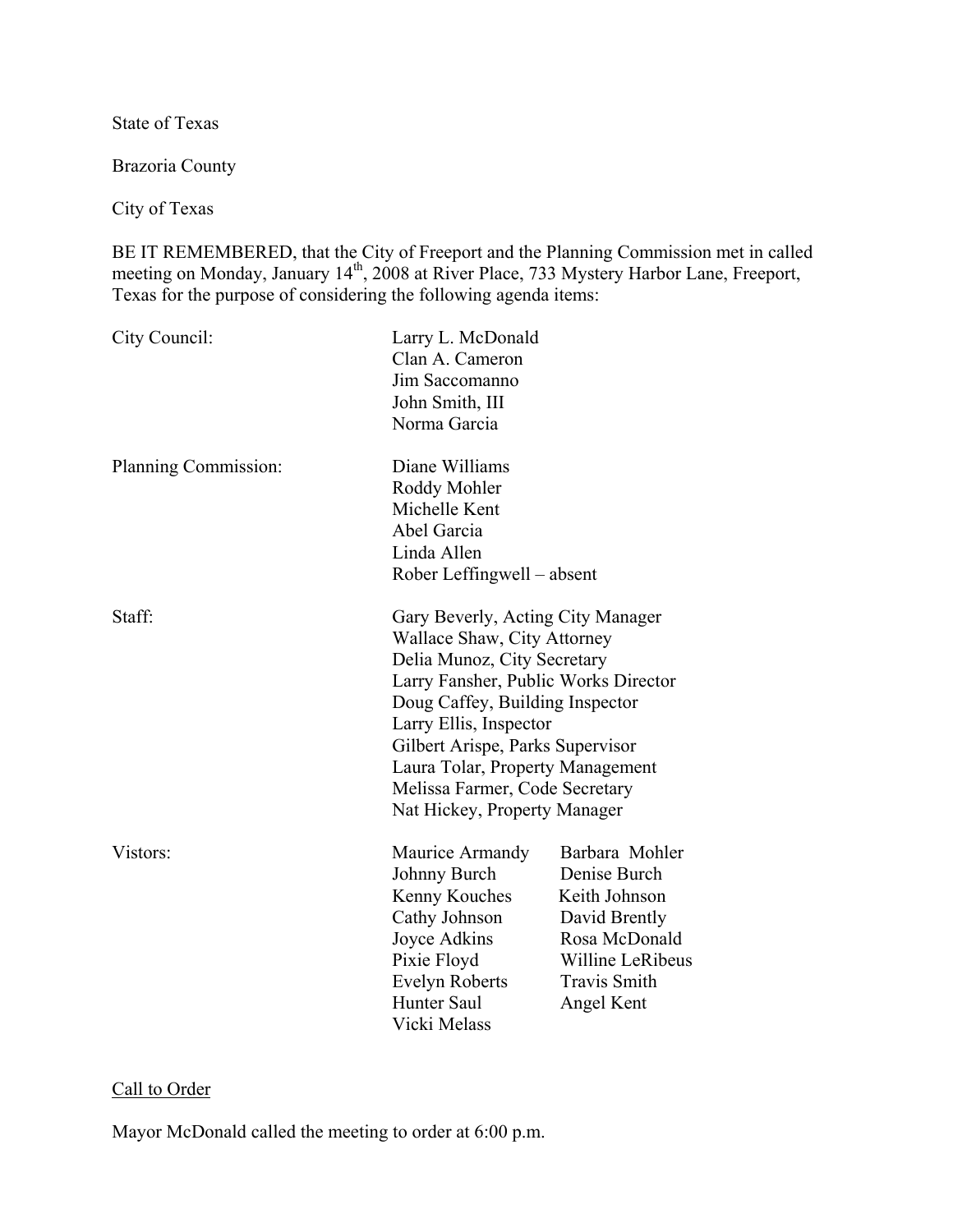State of Texas

Brazoria County

City of Texas

BE IT REMEMBERED, that the City of Freeport and the Planning Commission met in called meeting on Monday, January 14th, 2008 at River Place, 733 Mystery Harbor Lane, Freeport, Texas for the purpose of considering the following agenda items:

| | | |
|---|---|---|
| City Council: | Larry L. McDonald | |
| | Clan A. Cameron | |
| | Jim Saccomanno | |
| | John Smith, III | |
| | Norma Garcia | |
| Planning Commission: | Diane Williams | |
| | Roddy Mohler | |
| | Michelle Kent | |
| | Abel Garcia | |
| | Linda Allen | |
| | Rober Leffingwell – absent | |
| Staff: | Gary Beverly, Acting City Manager | |
| | Wallace Shaw, City Attorney | |
| | Delia Munoz, City Secretary | |
| | Larry Fansher, Public Works Director | |
| | Doug Caffey, Building Inspector | |
| | Larry Ellis, Inspector | |
| | Gilbert Arispe, Parks Supervisor | |
| | Laura Tolar, Property Management | |
| | Melissa Farmer, Code Secretary | |
| | Nat Hickey, Property Manager | |
| Vistors: | Maurice Armandy | Barbara Mohler |
| | Johnny Burch | Denise Burch |
| | Kenny Kouches | Keith Johnson |
| | Cathy Johnson | David Brently |
| | Joyce Adkins | Rosa McDonald |
| | Pixie Floyd | Willine LeRibeus |
| | Evelyn Roberts | Travis Smith |
| | Hunter Saul | Angel Kent |
| | Vicki Melass | |

Call to Order

Mayor McDonald called the meeting to order at 6:00 p.m.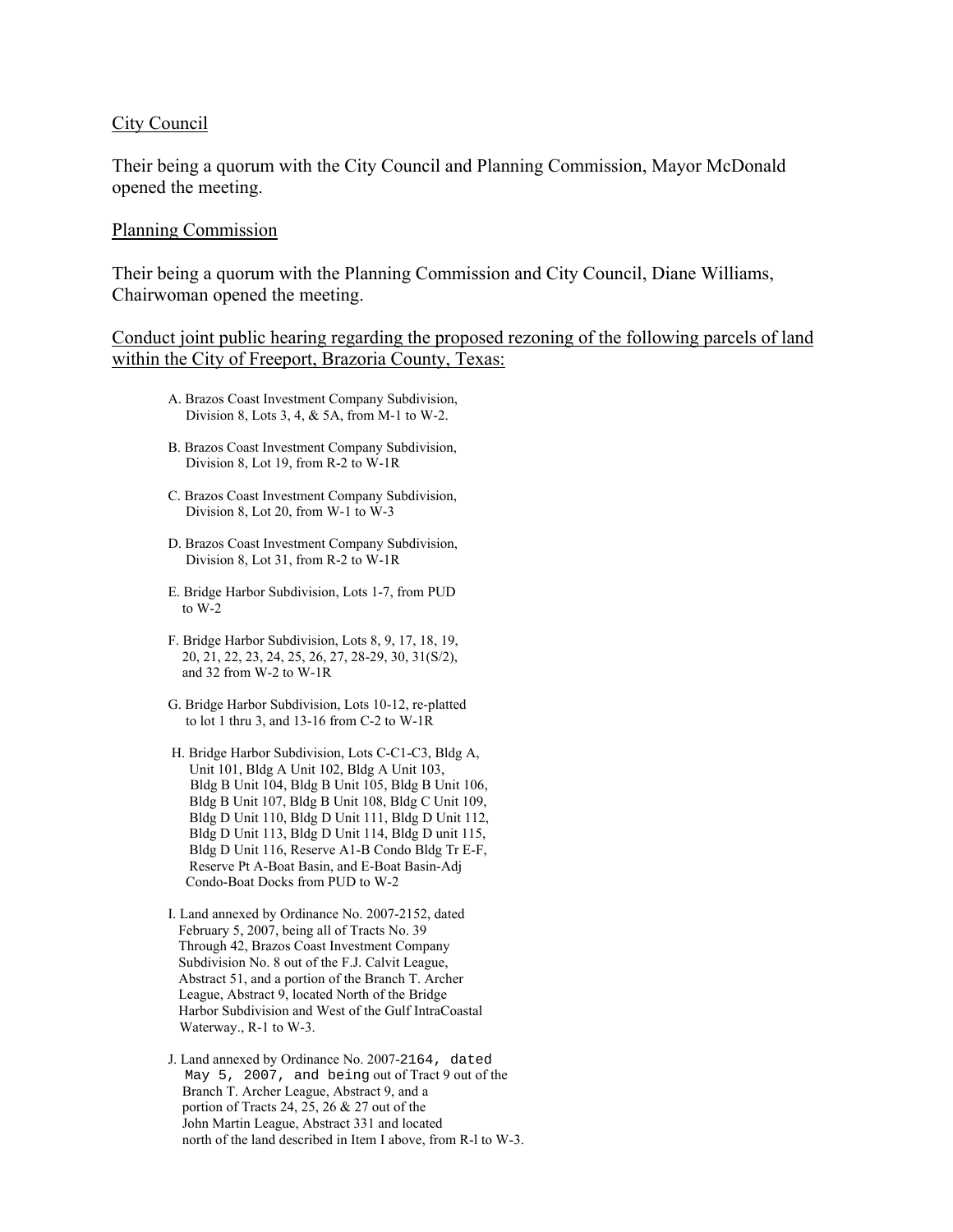City Council

Their being a quorum with the City Council and Planning Commission, Mayor McDonald opened the meeting.

Planning Commission

Their being a quorum with the Planning Commission and City Council, Diane Williams, Chairwoman opened the meeting.

Conduct joint public hearing regarding the proposed rezoning of the following parcels of land within the City of Freeport, Brazoria County, Texas:

A. Brazos Coast Investment Company Subdivision, Division 8, Lots 3, 4, & 5A, from M-1 to W-2.

B. Brazos Coast Investment Company Subdivision, Division 8, Lot 19, from R-2 to W-1R

C. Brazos Coast Investment Company Subdivision, Division 8, Lot 20, from W-1 to W-3

D. Brazos Coast Investment Company Subdivision, Division 8, Lot 31, from R-2 to W-1R

E. Bridge Harbor Subdivision, Lots 1-7, from PUD to W-2

F. Bridge Harbor Subdivision, Lots 8, 9, 17, 18, 19, 20, 21, 22, 23, 24, 25, 26, 27, 28-29, 30, 31(S/2), and 32 from W-2 to W-1R

G. Bridge Harbor Subdivision, Lots 10-12, re-platted to lot 1 thru 3, and 13-16 from C-2 to W-1R

H. Bridge Harbor Subdivision, Lots C-C1-C3, Bldg A, Unit 101, Bldg A Unit 102, Bldg A Unit 103, Bldg B Unit 104, Bldg B Unit 105, Bldg B Unit 106, Bldg B Unit 107, Bldg B Unit 108, Bldg C Unit 109, Bldg D Unit 110, Bldg D Unit 111, Bldg D Unit 112, Bldg D Unit 113, Bldg D Unit 114, Bldg D unit 115, Bldg D Unit 116, Reserve A1-B Condo Bldg Tr E-F, Reserve Pt A-Boat Basin, and E-Boat Basin-Adj Condo-Boat Docks from PUD to W-2

I. Land annexed by Ordinance No. 2007-2152, dated February 5, 2007, being all of Tracts No. 39 Through 42, Brazos Coast Investment Company Subdivision No. 8 out of the F.J. Calvit League, Abstract 51, and a portion of the Branch T. Archer League, Abstract 9, located North of the Bridge Harbor Subdivision and West of the Gulf IntraCoastal Waterway., R-1 to W-3.

J. Land annexed by Ordinance No. 2007-2164, dated May 5, 2007, and being out of Tract 9 out of the Branch T. Archer League, Abstract 9, and a portion of Tracts 24, 25, 26 & 27 out of the John Martin League, Abstract 331 and located north of the land described in Item I above, from R-l to W-3.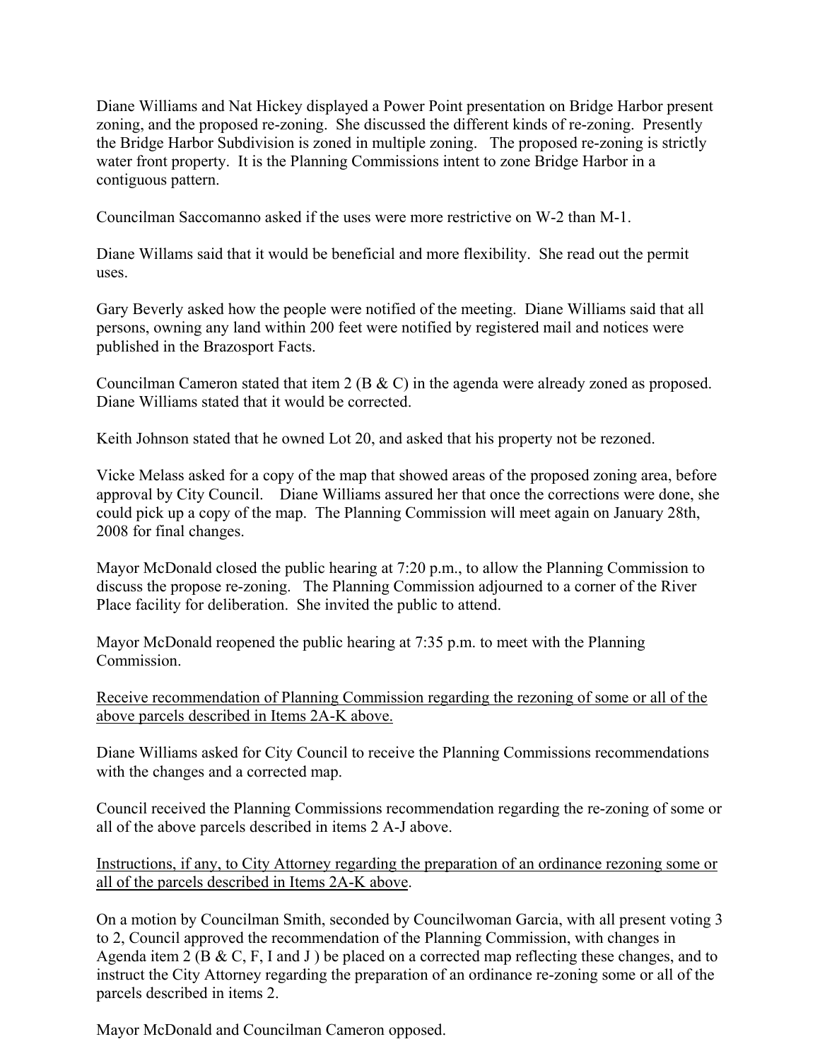Diane Williams and Nat Hickey displayed a Power Point presentation on Bridge Harbor present zoning, and the proposed re-zoning. She discussed the different kinds of re-zoning. Presently the Bridge Harbor Subdivision is zoned in multiple zoning. The proposed re-zoning is strictly water front property. It is the Planning Commissions intent to zone Bridge Harbor in a contiguous pattern.

Councilman Saccomanno asked if the uses were more restrictive on W-2 than M-1.

Diane Willams said that it would be beneficial and more flexibility. She read out the permit uses.

Gary Beverly asked how the people were notified of the meeting. Diane Williams said that all persons, owning any land within 200 feet were notified by registered mail and notices were published in the Brazosport Facts.

Councilman Cameron stated that item 2 (B & C) in the agenda were already zoned as proposed. Diane Williams stated that it would be corrected.

Keith Johnson stated that he owned Lot 20, and asked that his property not be rezoned.

Vicke Melass asked for a copy of the map that showed areas of the proposed zoning area, before approval by City Council. Diane Williams assured her that once the corrections were done, she could pick up a copy of the map. The Planning Commission will meet again on January 28th, 2008 for final changes.

Mayor McDonald closed the public hearing at 7:20 p.m., to allow the Planning Commission to discuss the propose re-zoning. The Planning Commission adjourned to a corner of the River Place facility for deliberation. She invited the public to attend.

Mayor McDonald reopened the public hearing at 7:35 p.m. to meet with the Planning Commission.

<u>Receive recommendation of Planning Commission regarding the rezoning of some or all of the above parcels described in Items 2A-K above.</u>

Diane Williams asked for City Council to receive the Planning Commissions recommendations with the changes and a corrected map.

Council received the Planning Commissions recommendation regarding the re-zoning of some or all of the above parcels described in items 2 A-J above.

<u>Instructions, if any, to City Attorney regarding the preparation of an ordinance rezoning some or all of the parcels described in Items 2A-K above</u>.

On a motion by Councilman Smith, seconded by Councilwoman Garcia, with all present voting 3 to 2, Council approved the recommendation of the Planning Commission, with changes in Agenda item 2 (B & C, F, I and J ) be placed on a corrected map reflecting these changes, and to instruct the City Attorney regarding the preparation of an ordinance re-zoning some or all of the parcels described in items 2.

Mayor McDonald and Councilman Cameron opposed.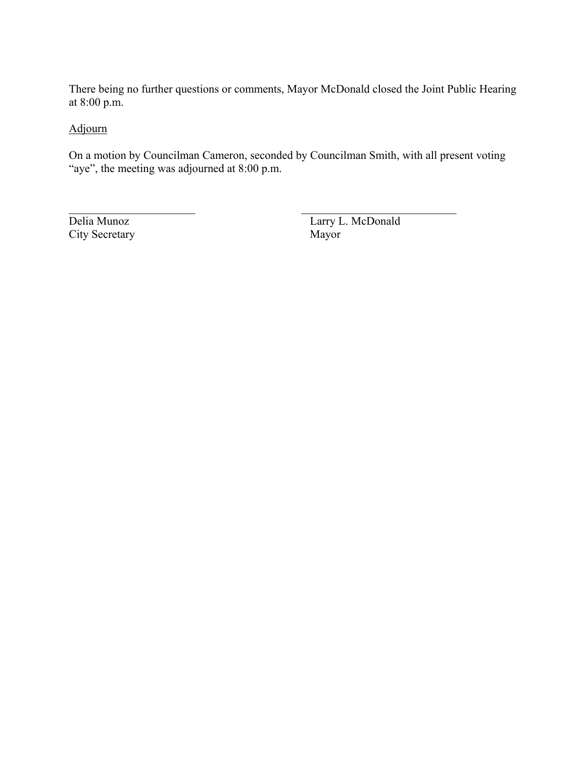There being no further questions or comments, Mayor McDonald closed the Joint Public Hearing at 8:00 p.m.

<u>Adjourn</u>

On a motion by Councilman Cameron, seconded by Councilman Smith, with all present voting "aye", the meeting was adjourned at 8:00 p.m.

| | |
|---|---|
| ______________________ | ______________________ |
| Delia Munoz | Larry L. McDonald |
| City Secretary | Mayor |